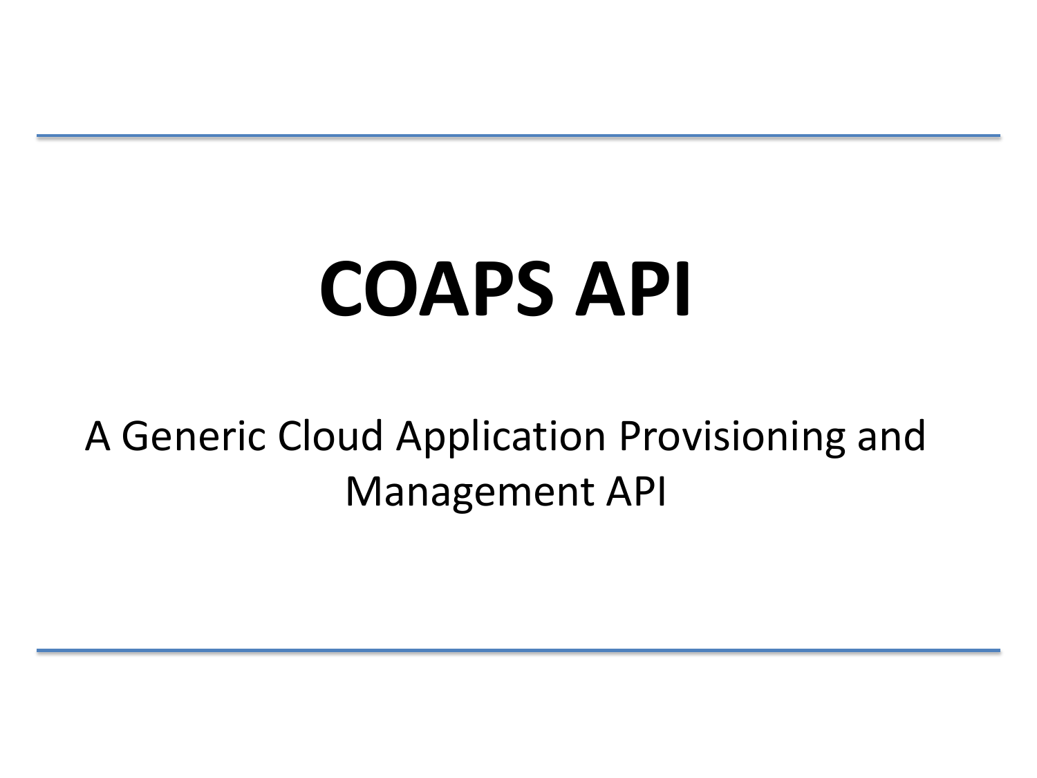# COAPS API

A Generic Cloud Application Provisioning and Management API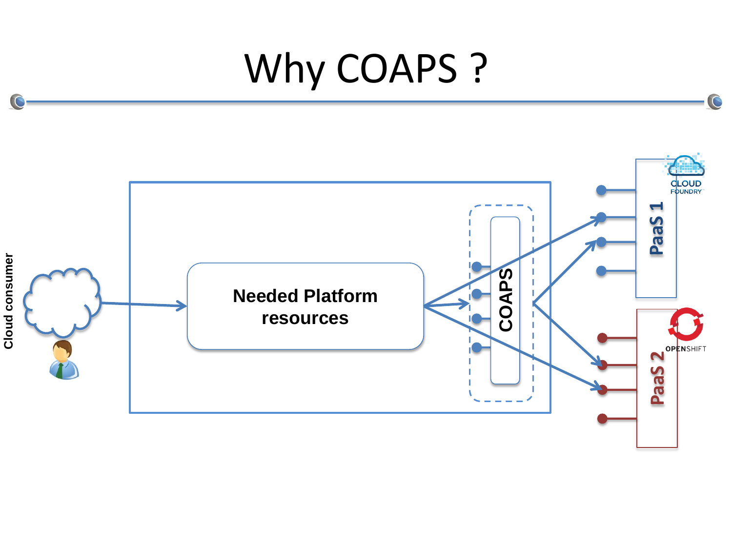# Why COAPS ?

Cloud consumer

Needed Platform resources

COAPS

PaaS 1

CLOUD FOUNDRY

PaaS 2

OPENSHIFT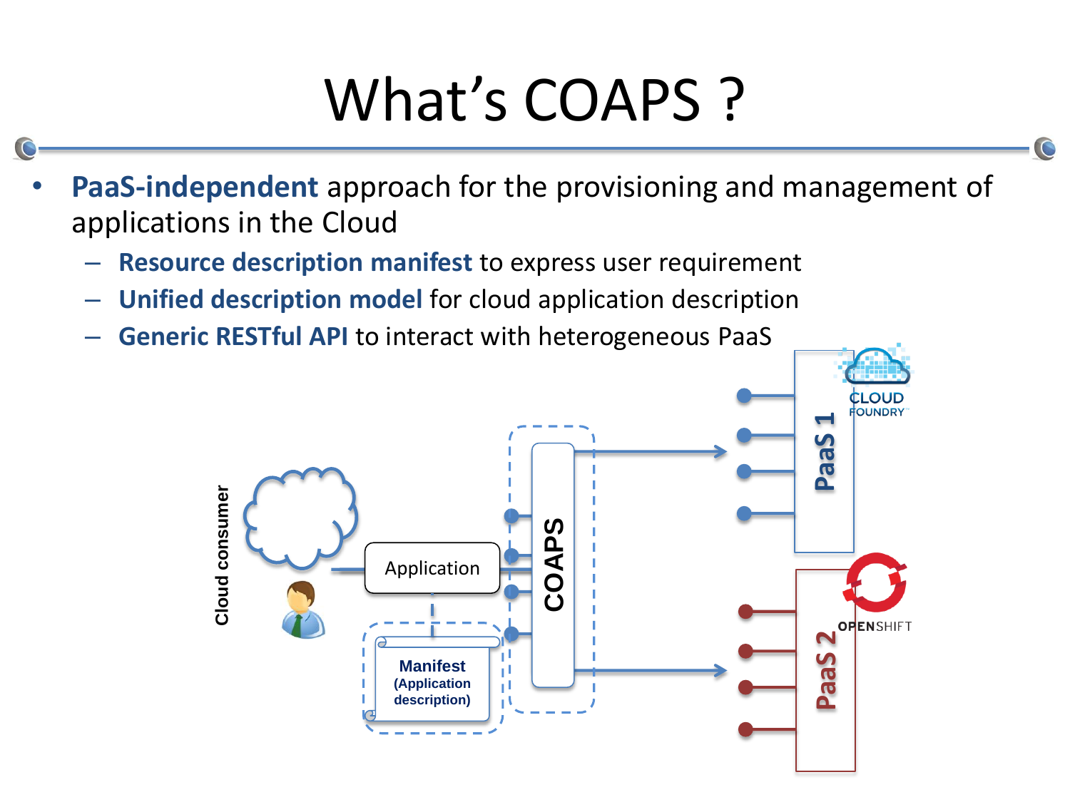# What's COAPS ?

- **PaaS-independent** approach for the provisioning and management of applications in the Cloud
  - **Resource description manifest** to express user requirement
  - **Unified description model** for cloud application description
  - **Generic RESTful API** to interact with heterogeneous PaaS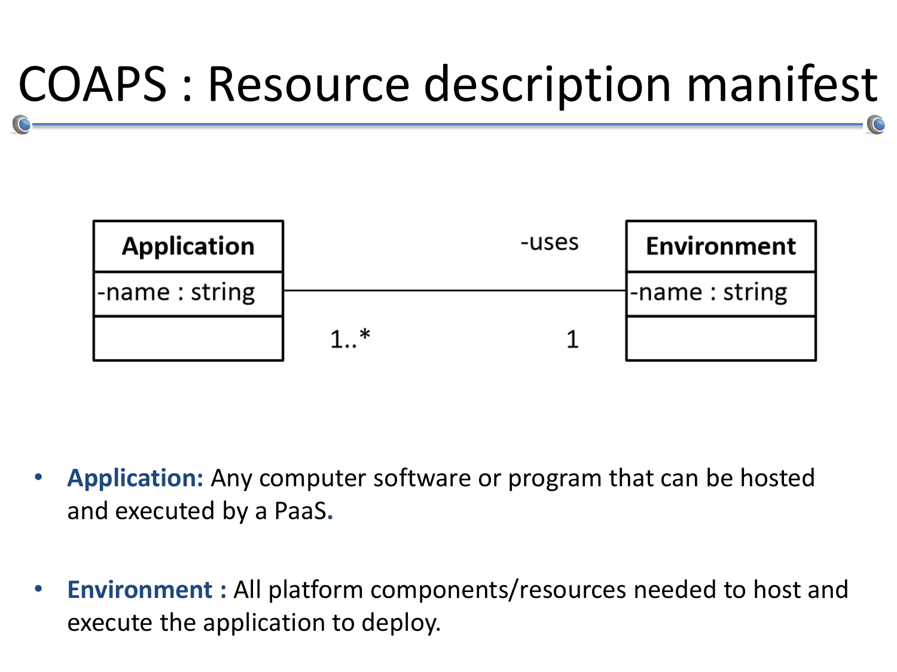# COAPS : Resource description manifest

| Application |
| --- |
| -name : string |
| |

-uses

1..* — 1

| Environment |
| --- |
| -name : string |
| |

- **Application:** Any computer software or program that can be hosted and executed by a PaaS.
- **Environment :** All platform components/resources needed to host and execute the application to deploy.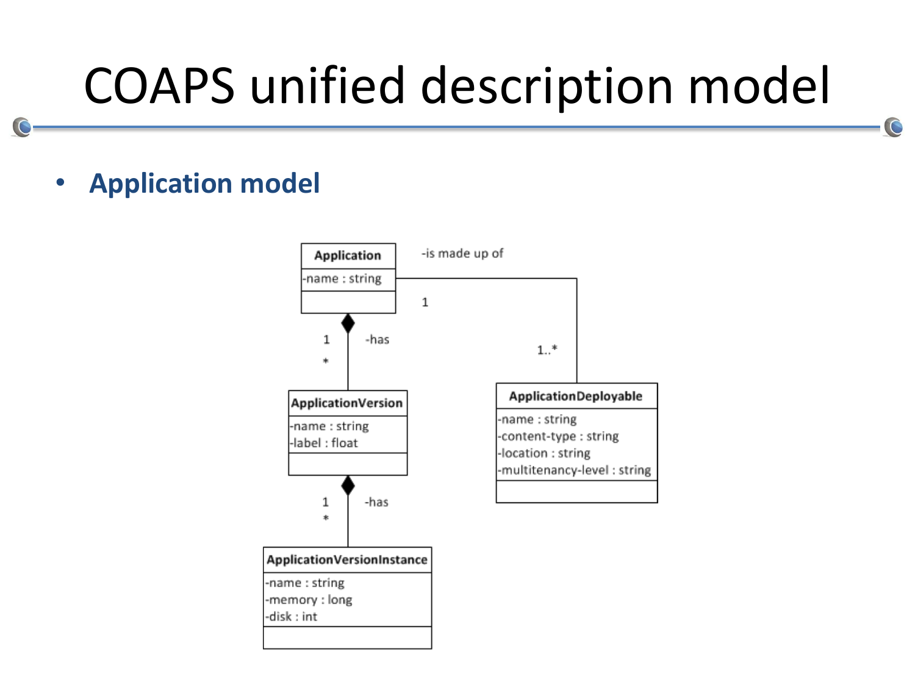# COAPS unified description model

- **Application model**

**Application**
-name : string

-is made up of
1
1..*

**ApplicationDeployable**
-name : string
-content-type : string
-location : string
-multitenancy-level : string

1
-has
*

**ApplicationVersion**
-name : string
-label : float

1
-has
*

**ApplicationVersionInstance**
-name : string
-memory : long
-disk : int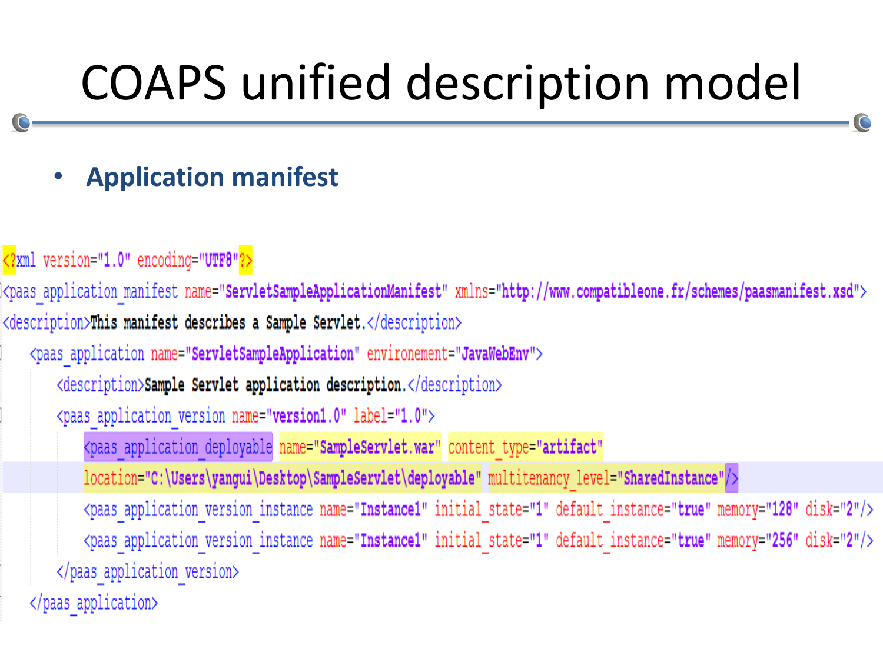# COAPS unified description model

- **Application manifest**

```xml
<?xml version="1.0" encoding="UTF8"?>
<paas_application_manifest name="ServletSampleApplicationManifest" xmlns="http://www.compatibleone.fr/schemes/paasmanifest.xsd">
<description>This manifest describes a Sample Servlet.</description>
   <paas_application name="ServletSampleApplication" environement="JavaWebEnv">
      <description>Sample Servlet application description.</description>
      <paas_application_version name="version1.0" label="1.0">
         <paas_application_deployable name="SampleServlet.war" content_type="artifact"
         location="C:\Users\yangui\Desktop\SampleServlet\deployable" multitenancy_level="SharedInstance"/>
         <paas_application_version_instance name="Instance1" initial_state="1" default_instance="true" memory="128" disk="2"/>
         <paas_application_version_instance name="Instance1" initial_state="1" default_instance="true" memory="256" disk="2"/>
      </paas_application_version>
   </paas_application>
```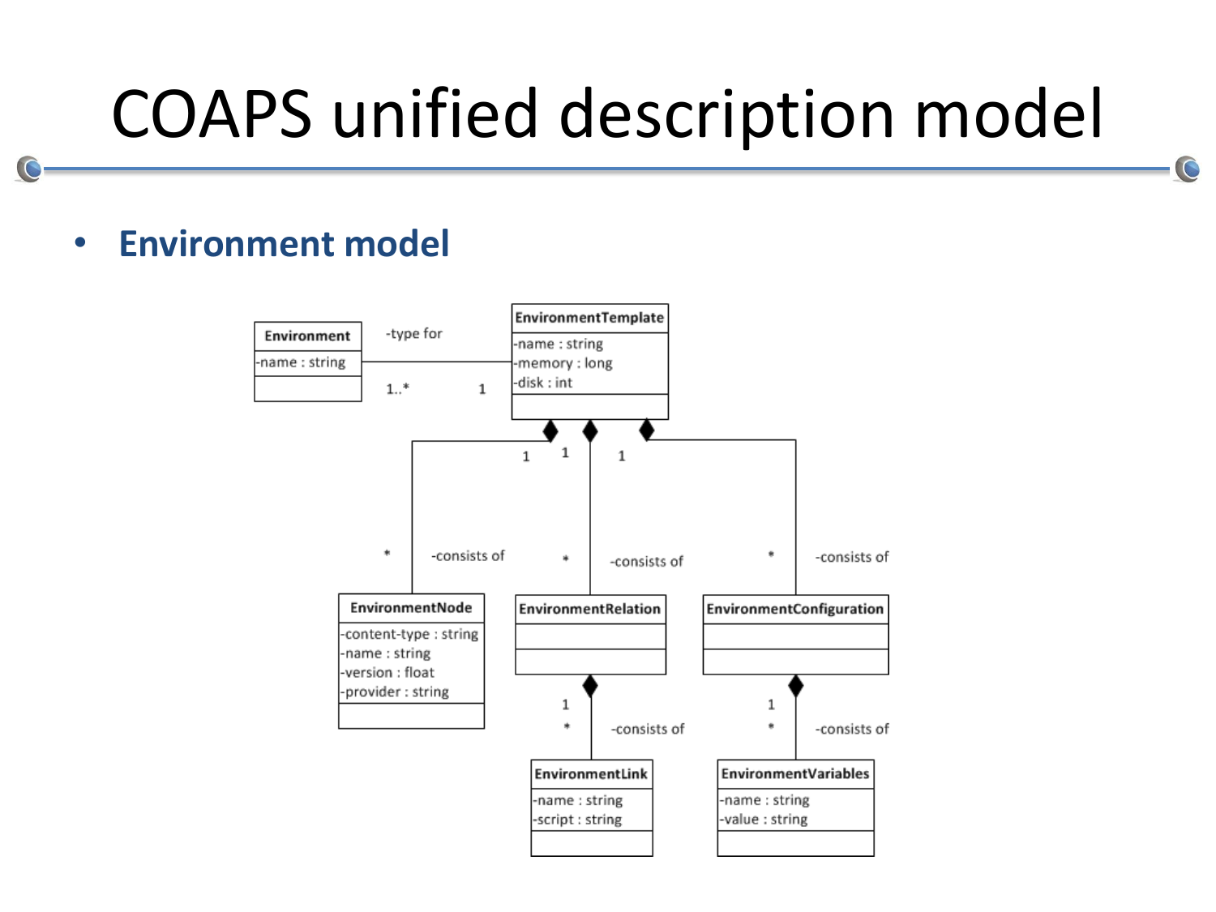# COAPS unified description model

- **Environment model**

Environment
-name : string

-type for

1..* 1

EnvironmentTemplate
-name : string
-memory : long
-disk : int

1 1 1

* -consists of

* -consists of

* -consists of

EnvironmentNode
-content-type : string
-name : string
-version : float
-provider : string

EnvironmentRelation

EnvironmentConfiguration

1
* -consists of

1
* -consists of

EnvironmentLink
-name : string
-script : string

EnvironmentVariables
-name : string
-value : string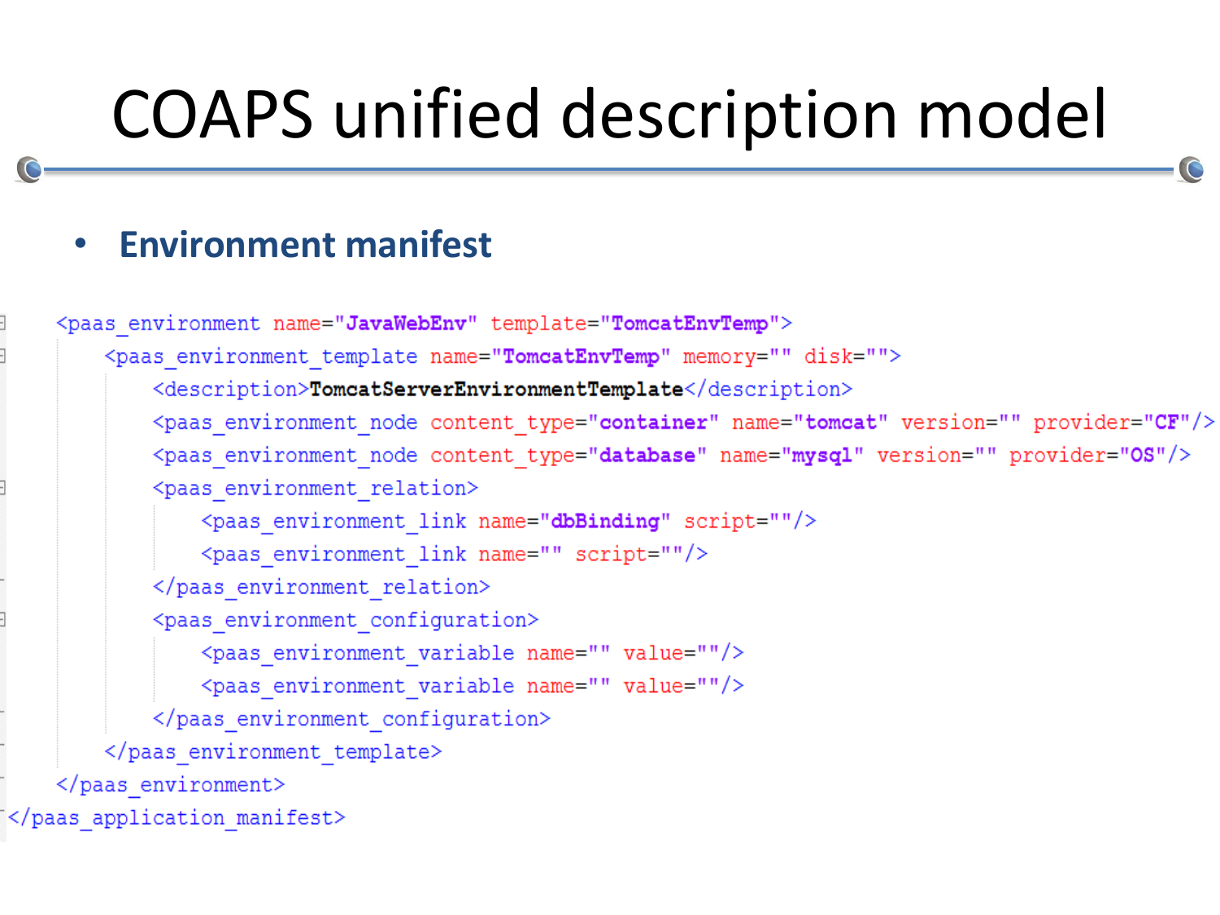# COAPS unified description model

- **Environment manifest**

```xml
<paas_environment name="JavaWebEnv" template="TomcatEnvTemp">
    <paas_environment_template name="TomcatEnvTemp" memory="" disk="">
        <description>TomcatServerEnvironmentTemplate</description>
        <paas_environment_node content_type="container" name="tomcat" version="" provider="CF"/>
        <paas_environment_node content_type="database" name="mysql" version="" provider="OS"/>
        <paas_environment_relation>
            <paas_environment_link name="dbBinding" script=""/>
            <paas_environment_link name="" script=""/>
        </paas_environment_relation>
        <paas_environment_configuration>
            <paas_environment_variable name="" value=""/>
            <paas_environment_variable name="" value=""/>
        </paas_environment_configuration>
    </paas_environment_template>
</paas_environment>
</paas_application_manifest>
```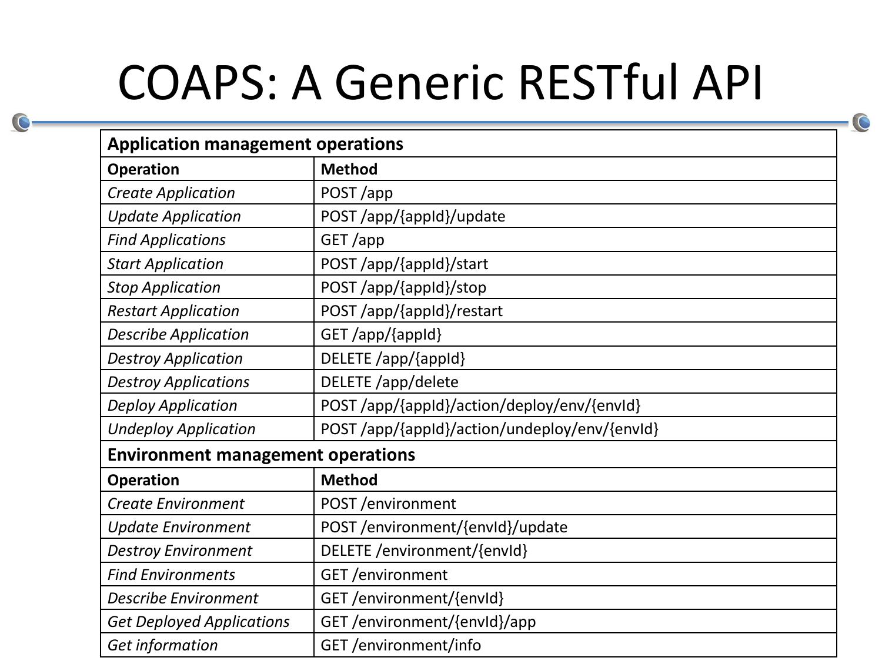# COAPS: A Generic RESTful API

| Application management operations | |
|---|---|
| **Operation** | **Method** |
| *Create Application* | POST /app |
| *Update Application* | POST /app/{appId}/update |
| *Find Applications* | GET /app |
| *Start Application* | POST /app/{appId}/start |
| *Stop Application* | POST /app/{appId}/stop |
| *Restart Application* | POST /app/{appId}/restart |
| *Describe Application* | GET /app/{appId} |
| *Destroy Application* | DELETE /app/{appId} |
| *Destroy Applications* | DELETE /app/delete |
| *Deploy Application* | POST /app/{appId}/action/deploy/env/{envId} |
| *Undeploy Application* | POST /app/{appId}/action/undeploy/env/{envId} |
| **Environment management operations** | |
| **Operation** | **Method** |
| *Create Environment* | POST /environment |
| *Update Environment* | POST /environment/{envId}/update |
| *Destroy Environment* | DELETE /environment/{envId} |
| *Find Environments* | GET /environment |
| *Describe Environment* | GET /environment/{envId} |
| *Get Deployed Applications* | GET /environment/{envId}/app |
| *Get information* | GET /environment/info |